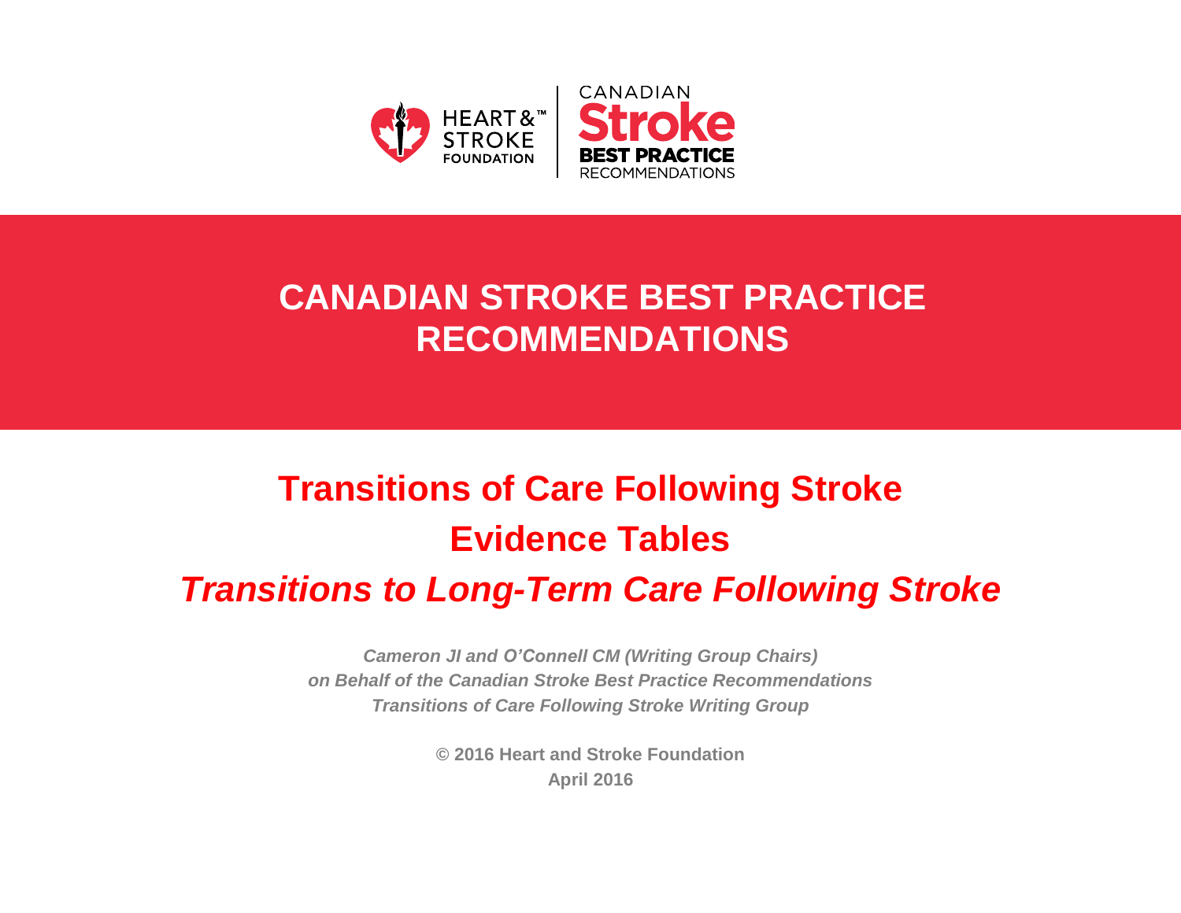HEART & STROKE FOUNDATION | CANADIAN Stroke BEST PRACTICE RECOMMENDATIONS

# CANADIAN STROKE BEST PRACTICE RECOMMENDATIONS

## Transitions of Care Following Stroke

## Evidence Tables

## *Transitions to Long-Term Care Following Stroke*

***Cameron JI and O'Connell CM (Writing Group Chairs)***
***on Behalf of the Canadian Stroke Best Practice Recommendations***
***Transitions of Care Following Stroke Writing Group***

**© 2016 Heart and Stroke Foundation**
**April 2016**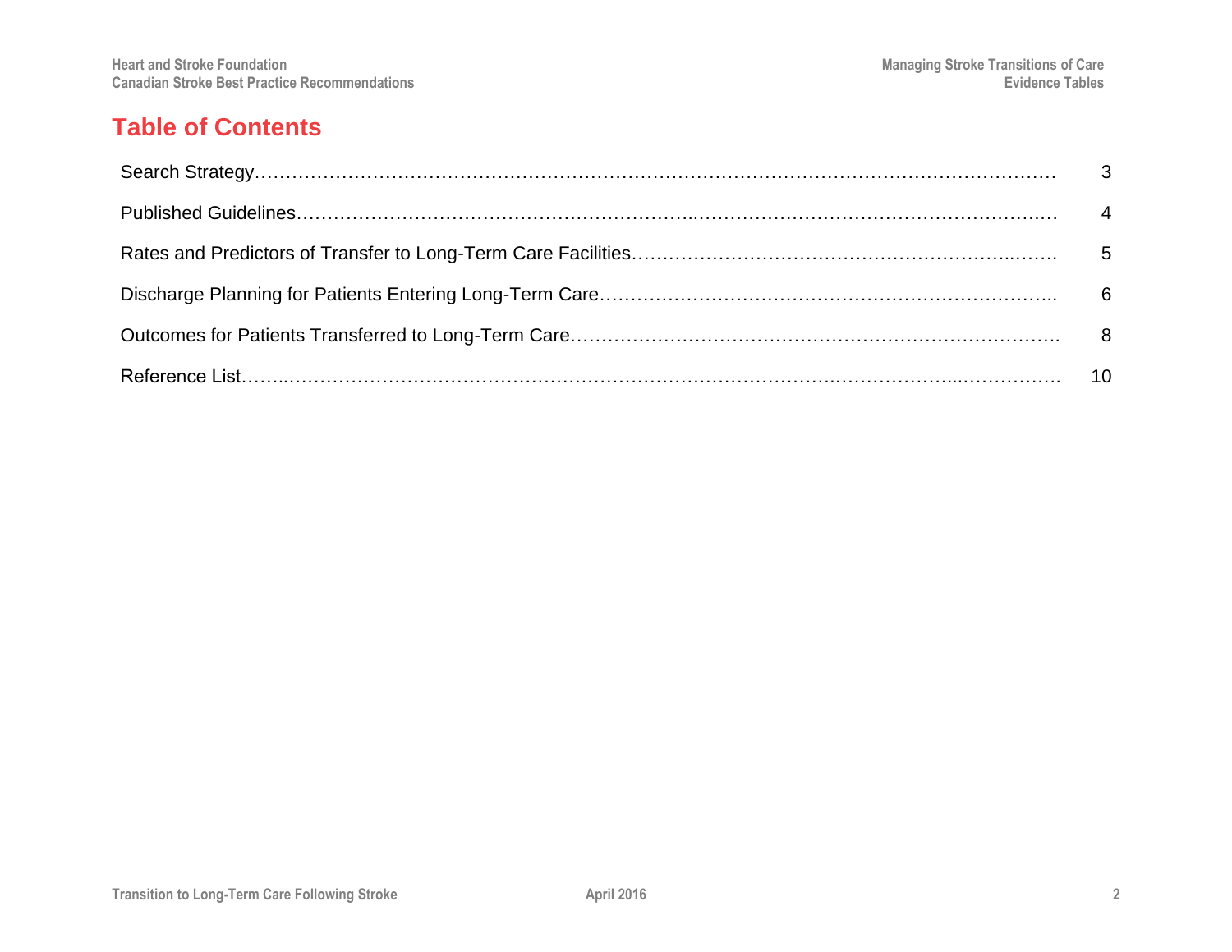# Table of Contents

Search Strategy………………………………………………………………………………………………………… 3

Published Guidelines………………………………………………………………………………………………… 4

Rates and Predictors of Transfer to Long-Term Care Facilities……………………………………………………… 5

Discharge Planning for Patients Entering Long-Term Care…………………………………………………………… 6

Outcomes for Patients Transferred to Long-Term Care………………………………………………………………. 8

Reference List………………………………………………………………………………………………………… 10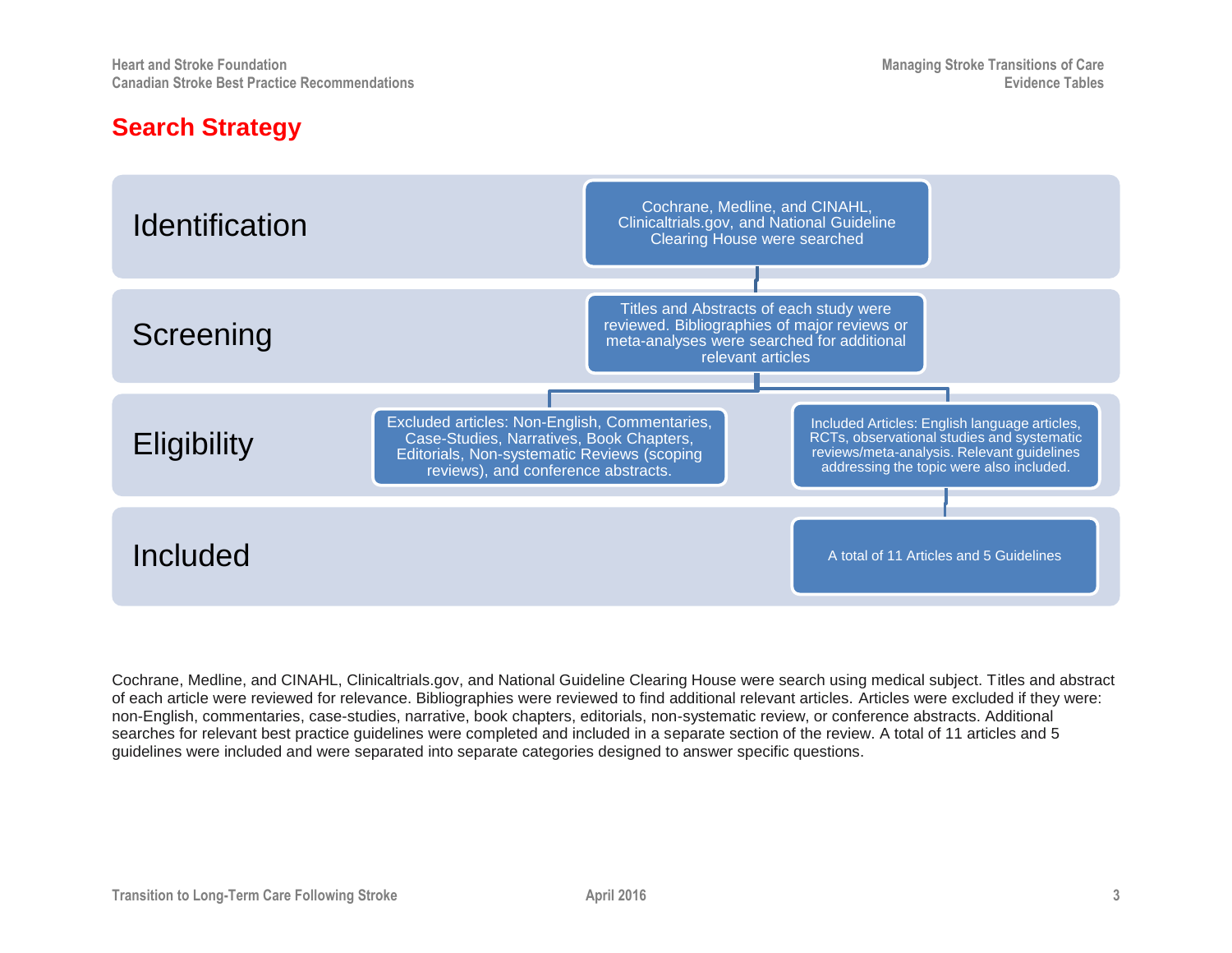# Search Strategy

| Stage | | |
|---|---|---|
| Identification | | Cochrane, Medline, and CINAHL, Clinicaltrials.gov, and National Guideline Clearing House were searched |
| Screening | | Titles and Abstracts of each study were reviewed. Bibliographies of major reviews or meta-analyses were searched for additional relevant articles |
| Eligibility | Excluded articles: Non-English, Commentaries, Case-Studies, Narratives, Book Chapters, Editorials, Non-systematic Reviews (scoping reviews), and conference abstracts. | Included Articles: English language articles, RCTs, observational studies and systematic reviews/meta-analysis. Relevant guidelines addressing the topic were also included. |
| Included | | A total of 11 Articles and 5 Guidelines |

Cochrane, Medline, and CINAHL, Clinicaltrials.gov, and National Guideline Clearing House were search using medical subject. Titles and abstract of each article were reviewed for relevance. Bibliographies were reviewed to find additional relevant articles. Articles were excluded if they were: non-English, commentaries, case-studies, narrative, book chapters, editorials, non-systematic review, or conference abstracts. Additional searches for relevant best practice guidelines were completed and included in a separate section of the review. A total of 11 articles and 5 guidelines were included and were separated into separate categories designed to answer specific questions.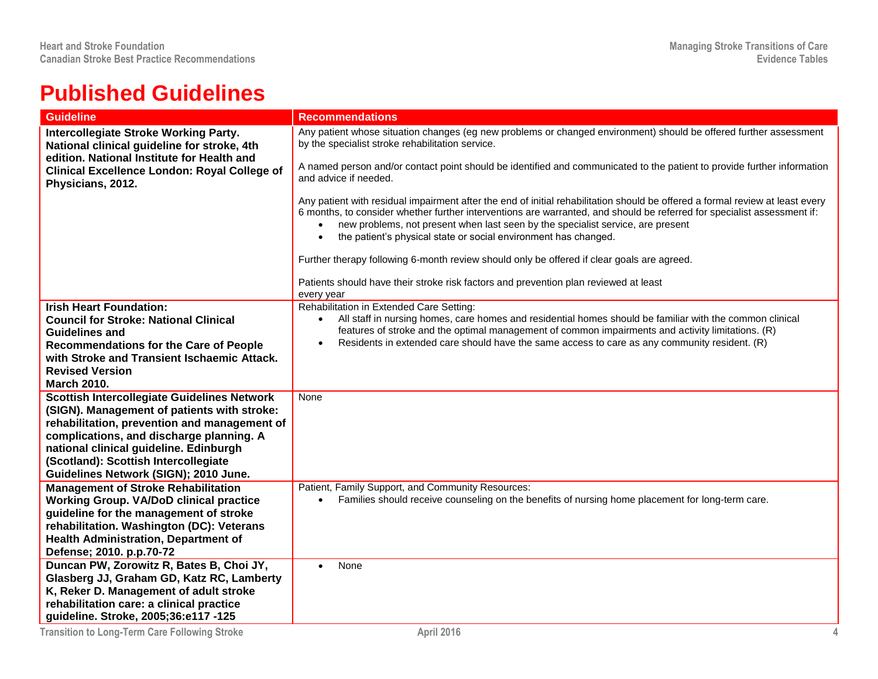# Published Guidelines

| Guideline | Recommendations |
|---|---|
| **Intercollegiate Stroke Working Party. National clinical guideline for stroke, 4th edition. National Institute for Health and Clinical Excellence London: Royal College of Physicians, 2012.** | Any patient whose situation changes (eg new problems or changed environment) should be offered further assessment by the specialist stroke rehabilitation service.<br><br>A named person and/or contact point should be identified and communicated to the patient to provide further information and advice if needed.<br><br>Any patient with residual impairment after the end of initial rehabilitation should be offered a formal review at least every 6 months, to consider whether further interventions are warranted, and should be referred for specialist assessment if:<br>• new problems, not present when last seen by the specialist service, are present<br>• the patient's physical state or social environment has changed.<br><br>Further therapy following 6-month review should only be offered if clear goals are agreed.<br><br>Patients should have their stroke risk factors and prevention plan reviewed at least every year |
| **Irish Heart Foundation: Council for Stroke: National Clinical Guidelines and Recommendations for the Care of People with Stroke and Transient Ischaemic Attack. Revised Version March 2010.** | Rehabilitation in Extended Care Setting:<br>• All staff in nursing homes, care homes and residential homes should be familiar with the common clinical features of stroke and the optimal management of common impairments and activity limitations. (R)<br>• Residents in extended care should have the same access to care as any community resident. (R) |
| **Scottish Intercollegiate Guidelines Network (SIGN). Management of patients with stroke: rehabilitation, prevention and management of complications, and discharge planning. A national clinical guideline. Edinburgh (Scotland): Scottish Intercollegiate Guidelines Network (SIGN); 2010 June.** | None |
| **Management of Stroke Rehabilitation Working Group. VA/DoD clinical practice guideline for the management of stroke rehabilitation. Washington (DC): Veterans Health Administration, Department of Defense; 2010. p.p.70-72** | Patient, Family Support, and Community Resources:<br>• Families should receive counseling on the benefits of nursing home placement for long-term care. |
| **Duncan PW, Zorowitz R, Bates B, Choi JY, Glasberg JJ, Graham GD, Katz RC, Lamberty K, Reker D. Management of adult stroke rehabilitation care: a clinical practice guideline. Stroke, 2005;36:e117 -125** | • None |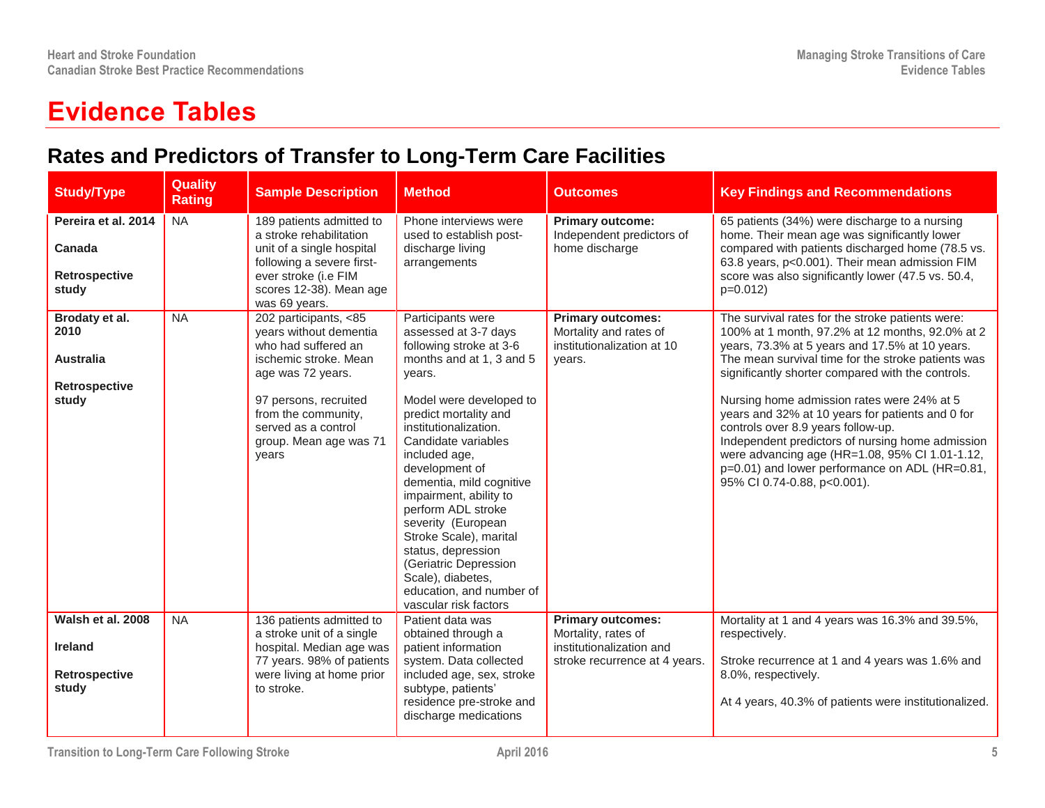# Evidence Tables

## Rates and Predictors of Transfer to Long-Term Care Facilities

| Study/Type | Quality Rating | Sample Description | Method | Outcomes | Key Findings and Recommendations |
|---|---|---|---|---|---|
| **Pereira et al. 2014**<br><br>**Canada**<br><br>**Retrospective study** | NA | 189 patients admitted to a stroke rehabilitation unit of a single hospital following a severe first-ever stroke (i.e FIM scores 12-38). Mean age was 69 years. | Phone interviews were used to establish post-discharge living arrangements | **Primary outcome:** Independent predictors of home discharge | 65 patients (34%) were discharge to a nursing home. Their mean age was significantly lower compared with patients discharged home (78.5 vs. 63.8 years, p<0.001). Their mean admission FIM score was also significantly lower (47.5 vs. 50.4, p=0.012) |
| **Brodaty et al. 2010**<br><br>**Australia**<br><br>**Retrospective study** | NA | 202 participants, <85 years without dementia who had suffered an ischemic stroke. Mean age was 72 years.<br><br>97 persons, recruited from the community, served as a control group. Mean age was 71 years | Participants were assessed at 3-7 days following stroke at 3-6 months and at 1, 3 and 5 years.<br><br>Model were developed to predict mortality and institutionalization. Candidate variables included age, development of dementia, mild cognitive impairment, ability to perform ADL stroke severity (European Stroke Scale), marital status, depression (Geriatric Depression Scale), diabetes, education, and number of vascular risk factors | **Primary outcomes:** Mortality and rates of institutionalization at 10 years. | The survival rates for the stroke patients were: 100% at 1 month, 97.2% at 12 months, 92.0% at 2 years, 73.3% at 5 years and 17.5% at 10 years. The mean survival time for the stroke patients was significantly shorter compared with the controls.<br><br>Nursing home admission rates were 24% at 5 years and 32% at 10 years for patients and 0 for controls over 8.9 years follow-up.<br>Independent predictors of nursing home admission were advancing age (HR=1.08, 95% CI 1.01-1.12, p=0.01) and lower performance on ADL (HR=0.81, 95% CI 0.74-0.88, p<0.001). |
| **Walsh et al. 2008**<br><br>**Ireland**<br><br>**Retrospective study** | NA | 136 patients admitted to a stroke unit of a single hospital. Median age was 77 years. 98% of patients were living at home prior to stroke. | Patient data was obtained through a patient information system. Data collected included age, sex, stroke subtype, patients' residence pre-stroke and discharge medications | **Primary outcomes:** Mortality, rates of institutionalization and stroke recurrence at 4 years. | Mortality at 1 and 4 years was 16.3% and 39.5%, respectively.<br><br>Stroke recurrence at 1 and 4 years was 1.6% and 8.0%, respectively.<br><br>At 4 years, 40.3% of patients were institutionalized. |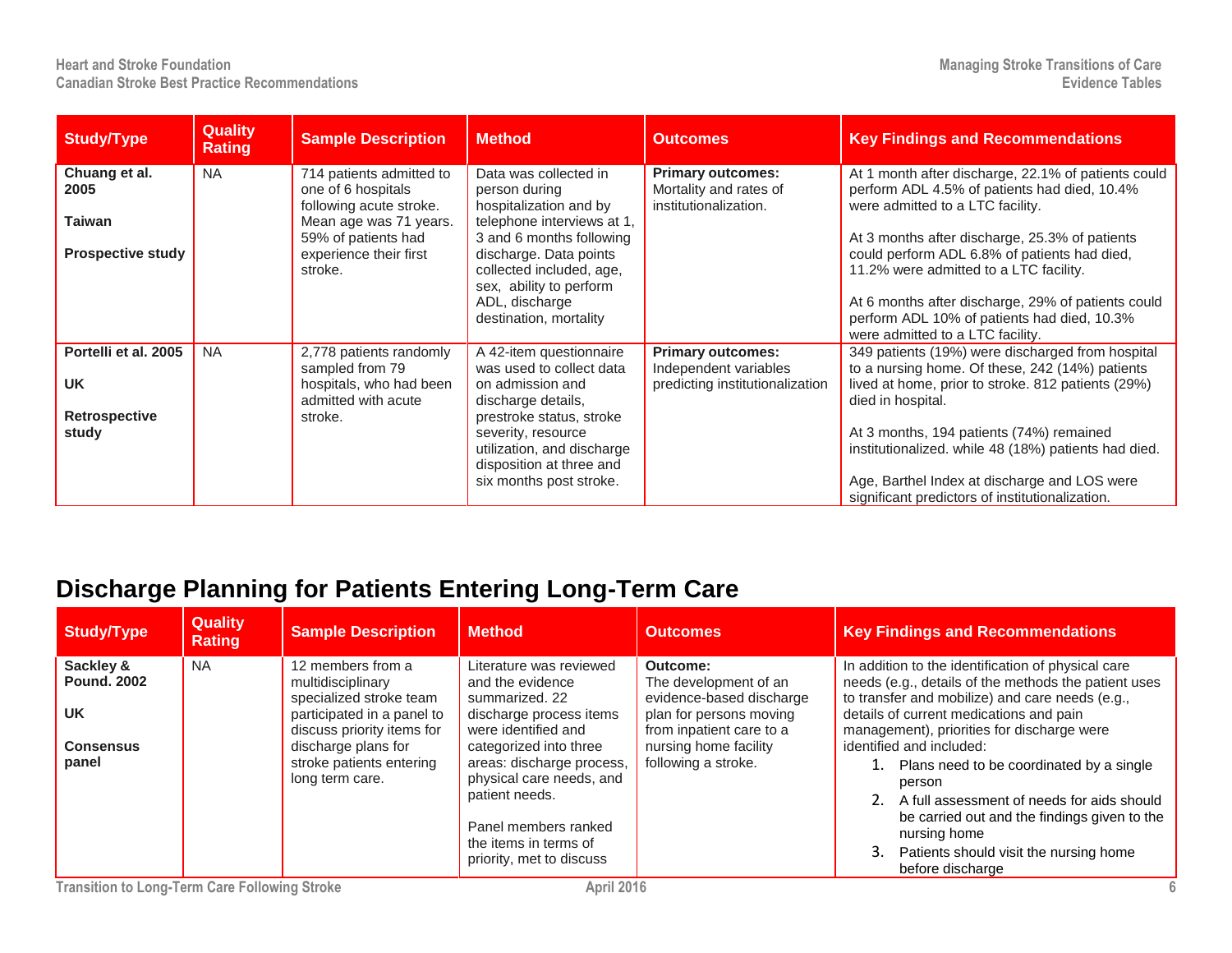| Study/Type | Quality Rating | Sample Description | Method | Outcomes | Key Findings and Recommendations |
|---|---|---|---|---|---|
| **Chuang et al. 2005**<br><br>**Taiwan**<br><br>**Prospective study** | NA | 714 patients admitted to one of 6 hospitals following acute stroke. Mean age was 71 years. 59% of patients had experience their first stroke. | Data was collected in person during hospitalization and by telephone interviews at 1, 3 and 6 months following discharge. Data points collected included, age, sex, ability to perform ADL, discharge destination, mortality | **Primary outcomes:** Mortality and rates of institutionalization. | At 1 month after discharge, 22.1% of patients could perform ADL 4.5% of patients had died, 10.4% were admitted to a LTC facility.<br><br>At 3 months after discharge, 25.3% of patients could perform ADL 6.8% of patients had died, 11.2% were admitted to a LTC facility.<br><br>At 6 months after discharge, 29% of patients could perform ADL 10% of patients had died, 10.3% were admitted to a LTC facility. |
| **Portelli et al. 2005**<br><br>**UK**<br><br>**Retrospective study** | NA | 2,778 patients randomly sampled from 79 hospitals, who had been admitted with acute stroke. | A 42-item questionnaire was used to collect data on admission and discharge details, prestroke status, stroke severity, resource utilization, and discharge disposition at three and six months post stroke. | **Primary outcomes:** Independent variables predicting institutionalization | 349 patients (19%) were discharged from hospital to a nursing home. Of these, 242 (14%) patients lived at home, prior to stroke. 812 patients (29%) died in hospital.<br><br>At 3 months, 194 patients (74%) remained institutionalized. while 48 (18%) patients had died.<br><br>Age, Barthel Index at discharge and LOS were significant predictors of institutionalization. |

# Discharge Planning for Patients Entering Long-Term Care

| Study/Type | Quality Rating | Sample Description | Method | Outcomes | Key Findings and Recommendations |
|---|---|---|---|---|---|
| **Sackley & Pound. 2002**<br><br>**UK**<br><br>**Consensus panel** | NA | 12 members from a multidisciplinary specialized stroke team participated in a panel to discuss priority items for discharge plans for stroke patients entering long term care. | Literature was reviewed and the evidence summarized. 22 discharge process items were identified and categorized into three areas: discharge process, physical care needs, and patient needs.<br><br>Panel members ranked the items in terms of priority, met to discuss | **Outcome:** The development of an evidence-based discharge plan for persons moving from inpatient care to a nursing home facility following a stroke. | In addition to the identification of physical care needs (e.g., details of the methods the patient uses to transfer and mobilize) and care needs (e.g., details of current medications and pain management), priorities for discharge were identified and included:<br>1. Plans need to be coordinated by a single person<br>2. A full assessment of needs for aids should be carried out and the findings given to the nursing home<br>3. Patients should visit the nursing home before discharge |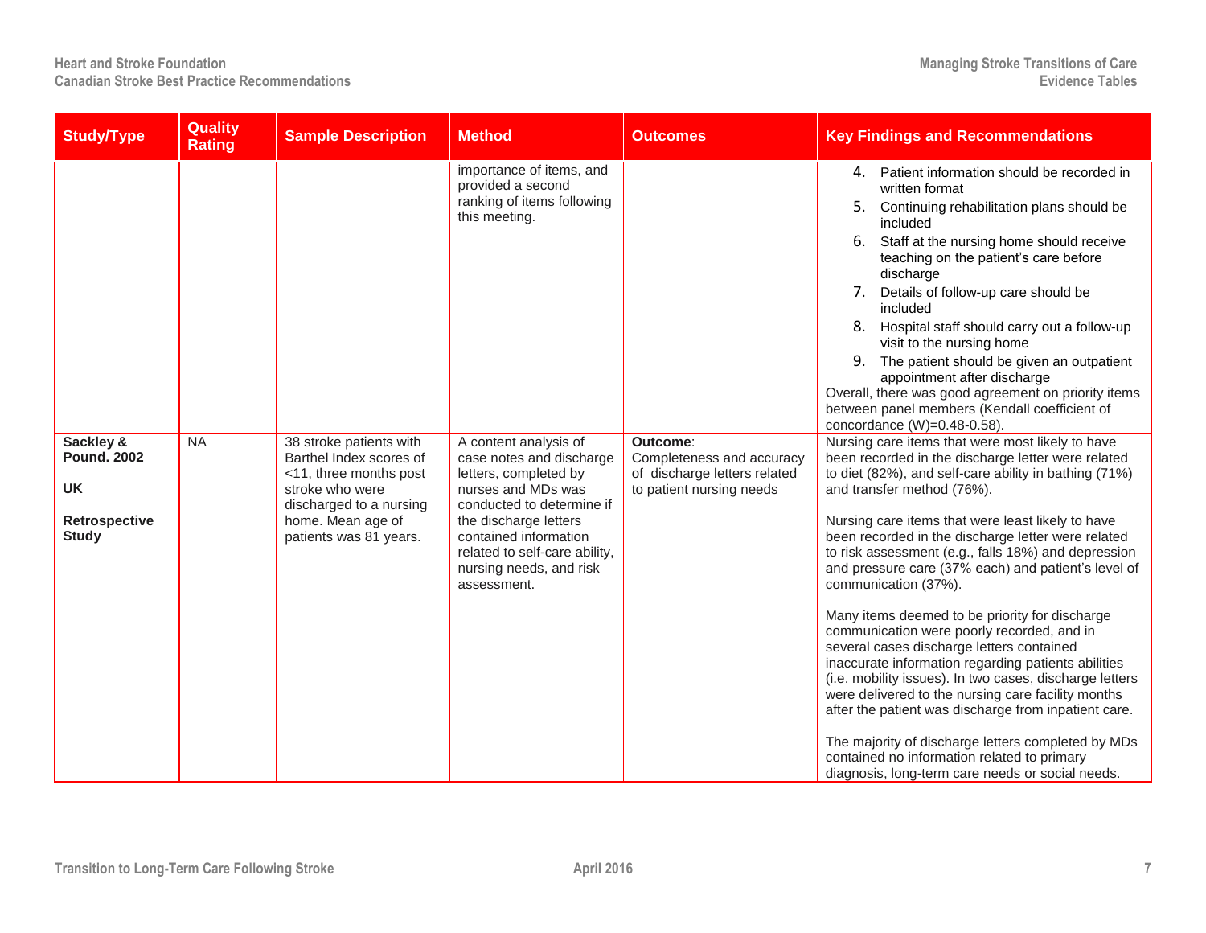| Study/Type | Quality Rating | Sample Description | Method | Outcomes | Key Findings and Recommendations |
|---|---|---|---|---|---|
| | | | importance of items, and provided a second ranking of items following this meeting. | | 4. Patient information should be recorded in written format<br>5. Continuing rehabilitation plans should be included<br>6. Staff at the nursing home should receive teaching on the patient's care before discharge<br>7. Details of follow-up care should be included<br>8. Hospital staff should carry out a follow-up visit to the nursing home<br>9. The patient should be given an outpatient appointment after discharge<br>Overall, there was good agreement on priority items between panel members (Kendall coefficient of concordance (W)=0.48-0.58). |
| **Sackley & Pound. 2002**<br><br>**UK**<br><br>**Retrospective Study** | NA | 38 stroke patients with Barthel Index scores of <11, three months post stroke who were discharged to a nursing home. Mean age of patients was 81 years. | A content analysis of case notes and discharge letters, completed by nurses and MDs was conducted to determine if the discharge letters contained information related to self-care ability, nursing needs, and risk assessment. | **Outcome**: Completeness and accuracy of discharge letters related to patient nursing needs | Nursing care items that were most likely to have been recorded in the discharge letter were related to diet (82%), and self-care ability in bathing (71%) and transfer method (76%).<br><br>Nursing care items that were least likely to have been recorded in the discharge letter were related to risk assessment (e.g., falls 18%) and depression and pressure care (37% each) and patient's level of communication (37%).<br><br>Many items deemed to be priority for discharge communication were poorly recorded, and in several cases discharge letters contained inaccurate information regarding patients abilities (i.e. mobility issues). In two cases, discharge letters were delivered to the nursing care facility months after the patient was discharge from inpatient care.<br><br>The majority of discharge letters completed by MDs contained no information related to primary diagnosis, long-term care needs or social needs. |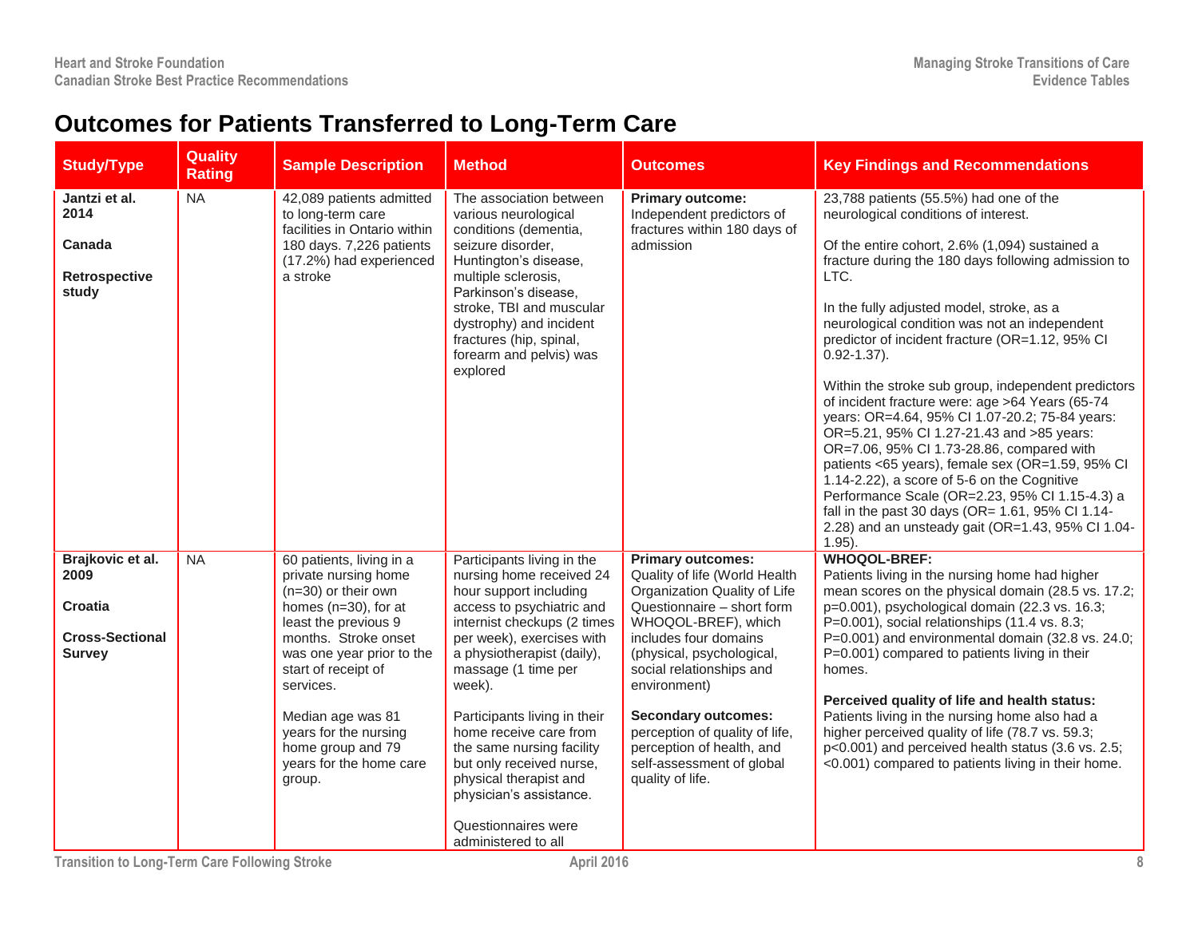# Outcomes for Patients Transferred to Long-Term Care

| Study/Type | Quality Rating | Sample Description | Method | Outcomes | Key Findings and Recommendations |
|---|---|---|---|---|---|
| **Jantzi et al. 2014**<br><br>**Canada**<br><br>**Retrospective study** | NA | 42,089 patients admitted to long-term care facilities in Ontario within 180 days. 7,226 patients (17.2%) had experienced a stroke | The association between various neurological conditions (dementia, seizure disorder, Huntington's disease, multiple sclerosis, Parkinson's disease, stroke, TBI and muscular dystrophy) and incident fractures (hip, spinal, forearm and pelvis) was explored | **Primary outcome:** Independent predictors of fractures within 180 days of admission | 23,788 patients (55.5%) had one of the neurological conditions of interest.<br><br>Of the entire cohort, 2.6% (1,094) sustained a fracture during the 180 days following admission to LTC.<br><br>In the fully adjusted model, stroke, as a neurological condition was not an independent predictor of incident fracture (OR=1.12, 95% CI 0.92-1.37).<br><br>Within the stroke sub group, independent predictors of incident fracture were: age >64 Years (65-74 years: OR=4.64, 95% CI 1.07-20.2; 75-84 years: OR=5.21, 95% CI 1.27-21.43 and >85 years: OR=7.06, 95% CI 1.73-28.86, compared with patients <65 years), female sex (OR=1.59, 95% CI 1.14-2.22), a score of 5-6 on the Cognitive Performance Scale (OR=2.23, 95% CI 1.15-4.3) a fall in the past 30 days (OR= 1.61, 95% CI 1.14-2.28) and an unsteady gait (OR=1.43, 95% CI 1.04-1.95). |
| **Brajkovic et al. 2009**<br><br>**Croatia**<br><br>**Cross-Sectional Survey** | NA | 60 patients, living in a private nursing home (n=30) or their own homes (n=30), for at least the previous 9 months. Stroke onset was one year prior to the start of receipt of services.<br><br>Median age was 81 years for the nursing home group and 79 years for the home care group. | Participants living in the nursing home received 24 hour support including access to psychiatric and internist checkups (2 times per week), exercises with a physiotherapist (daily), massage (1 time per week).<br><br>Participants living in their home receive care from the same nursing facility but only received nurse, physical therapist and physician's assistance.<br><br>Questionnaires were administered to all | **Primary outcomes:** Quality of life (World Health Organization Quality of Life Questionnaire – short form WHOQOL-BREF), which includes four domains (physical, psychological, social relationships and environment)<br><br>**Secondary outcomes:** perception of quality of life, perception of health, and self-assessment of global quality of life. | **WHOQOL-BREF:**<br>Patients living in the nursing home had higher mean scores on the physical domain (28.5 vs. 17.2; p=0.001), psychological domain (22.3 vs. 16.3; P=0.001), social relationships (11.4 vs. 8.3; P=0.001) and environmental domain (32.8 vs. 24.0; P=0.001) compared to patients living in their homes.<br><br>**Perceived quality of life and health status:**<br>Patients living in the nursing home also had a higher perceived quality of life (78.7 vs. 59.3; p<0.001) and perceived health status (3.6 vs. 2.5; <0.001) compared to patients living in their home. |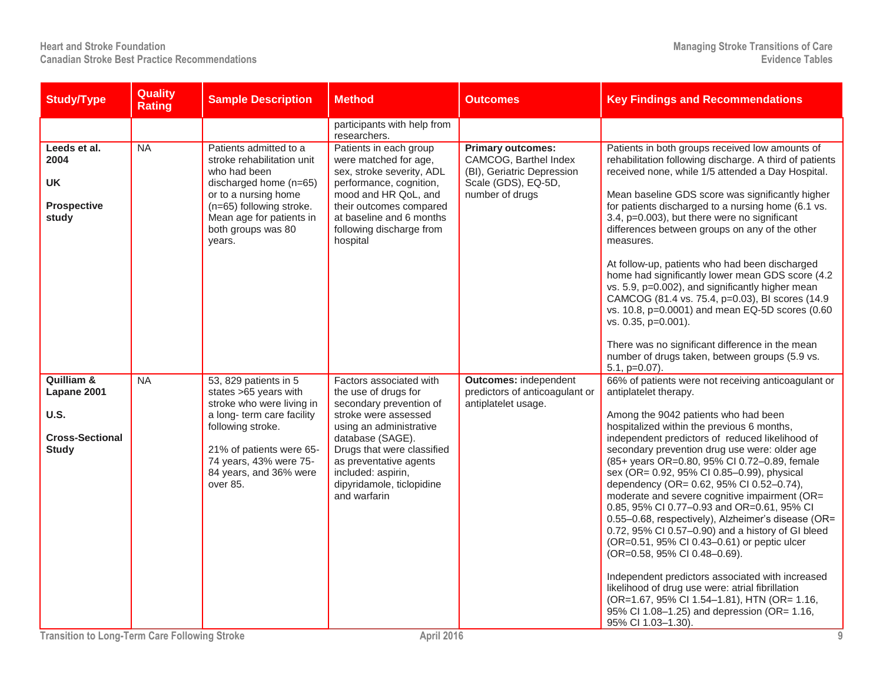| Study/Type | Quality Rating | Sample Description | Method | Outcomes | Key Findings and Recommendations |
|---|---|---|---|---|---|
| | | | participants with help from researchers. | | |
| **Leeds et al. 2004**<br><br>**UK**<br><br>**Prospective study** | NA | Patients admitted to a stroke rehabilitation unit who had been discharged home (n=65) or to a nursing home (n=65) following stroke. Mean age for patients in both groups was 80 years. | Patients in each group were matched for age, sex, stroke severity, ADL performance, cognition, mood and HR QoL, and their outcomes compared at baseline and 6 months following discharge from hospital | **Primary outcomes:** CAMCOG, Barthel Index (BI), Geriatric Depression Scale (GDS), EQ-5D, number of drugs | Patients in both groups received low amounts of rehabilitation following discharge. A third of patients received none, while 1/5 attended a Day Hospital.<br><br>Mean baseline GDS score was significantly higher for patients discharged to a nursing home (6.1 vs. 3.4, p=0.003), but there were no significant differences between groups on any of the other measures.<br><br>At follow-up, patients who had been discharged home had significantly lower mean GDS score (4.2 vs. 5.9, p=0.002), and significantly higher mean CAMCOG (81.4 vs. 75.4, p=0.03), BI scores (14.9 vs. 10.8, p=0.0001) and mean EQ-5D scores (0.60 vs. 0.35, p=0.001).<br><br>There was no significant difference in the mean number of drugs taken, between groups (5.9 vs. 5.1, p=0.07). |
| **Quilliam & Lapane 2001**<br><br>**U.S.**<br><br>**Cross-Sectional Study** | NA | 53, 829 patients in 5 states >65 years with stroke who were living in a long- term care facility following stroke.<br><br>21% of patients were 65-74 years, 43% were 75-84 years, and 36% were over 85. | Factors associated with the use of drugs for secondary prevention of stroke were assessed using an administrative database (SAGE). Drugs that were classified as preventative agents included: aspirin, dipyridamole, ticlopidine and warfarin | **Outcomes:** independent predictors of anticoagulant or antiplatelet usage. | 66% of patients were not receiving anticoagulant or antiplatelet therapy.<br><br>Among the 9042 patients who had been hospitalized within the previous 6 months, independent predictors of reduced likelihood of secondary prevention drug use were: older age (85+ years OR=0.80, 95% CI 0.72–0.89, female sex (OR= 0.92, 95% CI 0.85–0.99), physical dependency (OR= 0.62, 95% CI 0.52–0.74), moderate and severe cognitive impairment (OR= 0.85, 95% CI 0.77–0.93 and OR=0.61, 95% CI 0.55–0.68, respectively), Alzheimer's disease (OR= 0.72, 95% CI 0.57–0.90) and a history of GI bleed (OR=0.51, 95% CI 0.43–0.61) or peptic ulcer (OR=0.58, 95% CI 0.48–0.69).<br><br>Independent predictors associated with increased likelihood of drug use were: atrial fibrillation (OR=1.67, 95% CI 1.54–1.81), HTN (OR= 1.16, 95% CI 1.08–1.25) and depression (OR= 1.16, 95% CI 1.03–1.30). |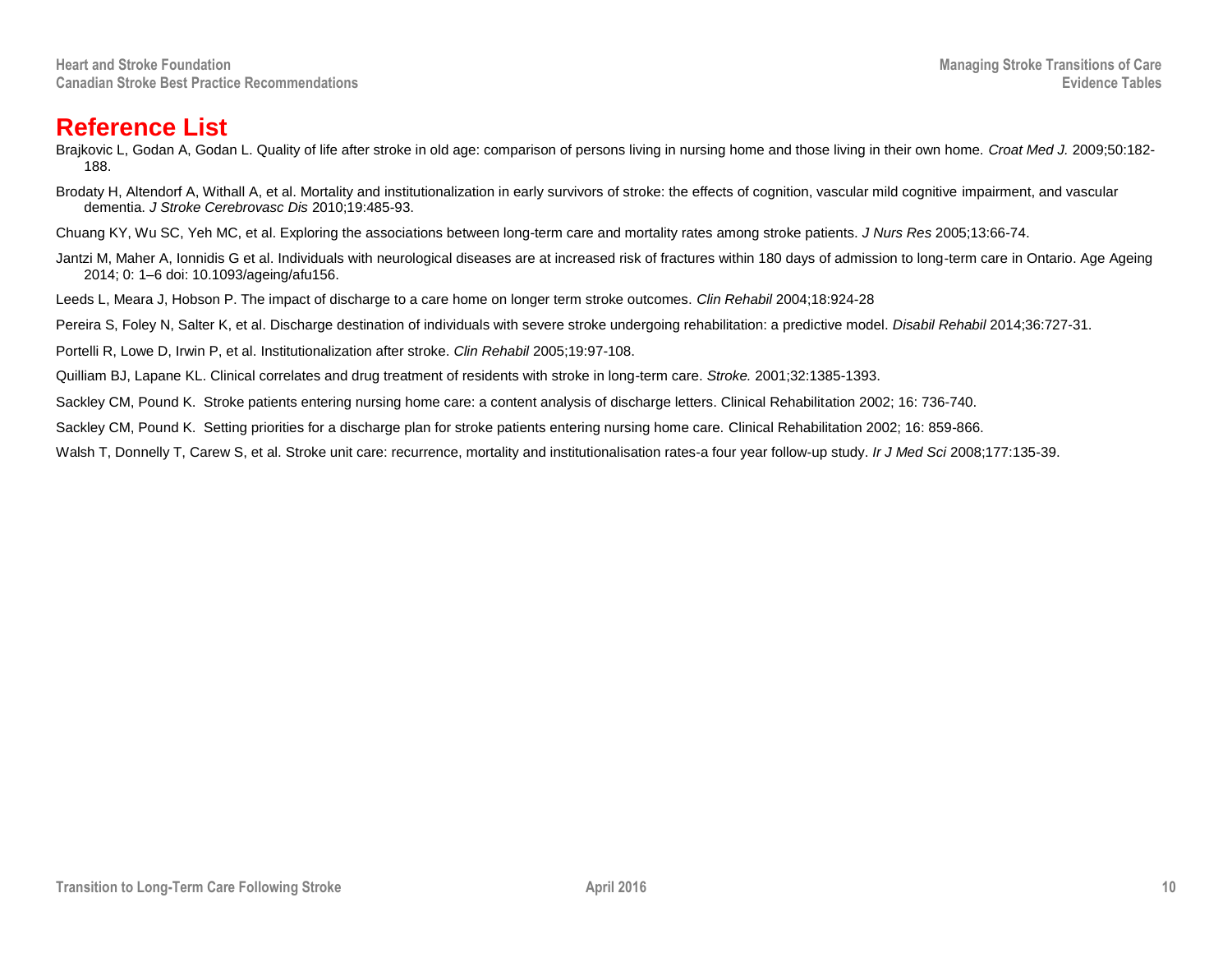# Reference List

Brajkovic L, Godan A, Godan L. Quality of life after stroke in old age: comparison of persons living in nursing home and those living in their own home. *Croat Med J.* 2009;50:182-188.

Brodaty H, Altendorf A, Withall A, et al. Mortality and institutionalization in early survivors of stroke: the effects of cognition, vascular mild cognitive impairment, and vascular dementia. *J Stroke Cerebrovasc Dis* 2010;19:485-93.

Chuang KY, Wu SC, Yeh MC, et al. Exploring the associations between long-term care and mortality rates among stroke patients. *J Nurs Res* 2005;13:66-74.

Jantzi M, Maher A, Ionnidis G et al. Individuals with neurological diseases are at increased risk of fractures within 180 days of admission to long-term care in Ontario. Age Ageing 2014; 0: 1–6 doi: 10.1093/ageing/afu156.

Leeds L, Meara J, Hobson P. The impact of discharge to a care home on longer term stroke outcomes. *Clin Rehabil* 2004;18:924-28

Pereira S, Foley N, Salter K, et al. Discharge destination of individuals with severe stroke undergoing rehabilitation: a predictive model. *Disabil Rehabil* 2014;36:727-31.

Portelli R, Lowe D, Irwin P, et al. Institutionalization after stroke. *Clin Rehabil* 2005;19:97-108.

Quilliam BJ, Lapane KL. Clinical correlates and drug treatment of residents with stroke in long-term care. *Stroke.* 2001;32:1385-1393.

Sackley CM, Pound K. Stroke patients entering nursing home care: a content analysis of discharge letters. Clinical Rehabilitation 2002; 16: 736-740.

Sackley CM, Pound K. Setting priorities for a discharge plan for stroke patients entering nursing home care. Clinical Rehabilitation 2002; 16: 859-866.

Walsh T, Donnelly T, Carew S, et al. Stroke unit care: recurrence, mortality and institutionalisation rates-a four year follow-up study. *Ir J Med Sci* 2008;177:135-39.